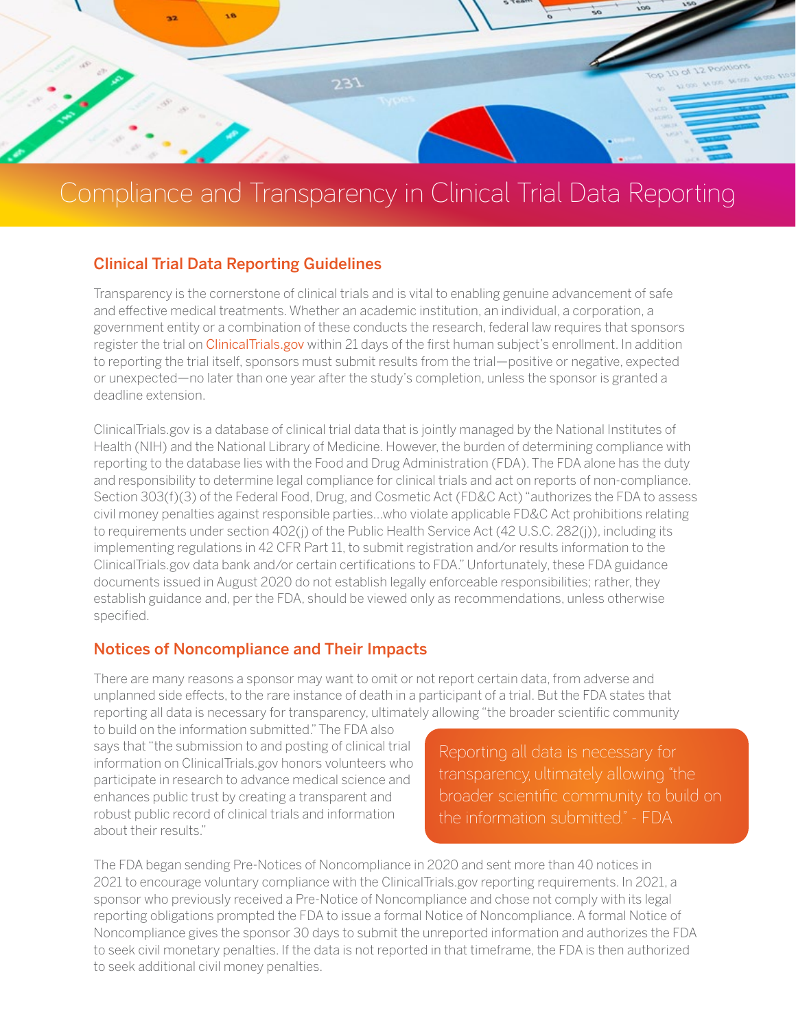# Compliance and Transparency in Clinical Trial Data Reporting

## Clinical Trial Data Reporting Guidelines

Transparency is the cornerstone of clinical trials and is vital to enabling genuine advancement of safe and effective medical treatments. Whether an academic institution, an individual, a corporation, a government entity or a combination of these conducts the research, federal law requires that sponsors register the trial on ClinicalTrials.gov within 21 days of the first human subject's enrollment. In addition to reporting the trial itself, sponsors must submit results from the trial—positive or negative, expected or unexpected—no later than one year after the study's completion, unless the sponsor is granted a deadline extension.

ClinicalTrials.gov is a database of clinical trial data that is jointly managed by the National Institutes of Health (NIH) and the National Library of Medicine. However, the burden of determining compliance with reporting to the database lies with the Food and Drug Administration (FDA). The FDA alone has the duty and responsibility to determine legal compliance for clinical trials and act on reports of non-compliance. Section 303(f)(3) of the Federal Food, Drug, and Cosmetic Act (FD&C Act) "authorizes the FDA to assess civil money penalties against responsible parties…who violate applicable FD&C Act prohibitions relating to requirements under section 402(j) of the Public Health Service Act (42 U.S.C. 282(j)), including its implementing regulations in 42 CFR Part 11, to submit registration and/or results information to the ClinicalTrials.gov data bank and/or certain certifications to FDA." Unfortunately, these FDA guidance documents issued in August 2020 do not establish legally enforceable responsibilities; rather, they establish guidance and, per the FDA, should be viewed only as recommendations, unless otherwise specified.

## Notices of Noncompliance and Their Impacts

There are many reasons a sponsor may want to omit or not report certain data, from adverse and unplanned side effects, to the rare instance of death in a participant of a trial. But the FDA states that reporting all data is necessary for transparency, ultimately allowing "the broader scientific community to build on the information submitted." The FDA also says that "the submission to and posting of clinical trial information on ClinicalTrials.gov honors volunteers who participate in research to advance medical science and enhances public trust by creating a transparent and robust public record of clinical trials and information about their results."

> Reporting all data is necessary for transparency, ultimately allowing "the broader scientific community to build on the information submitted." - FDA

The FDA began sending Pre-Notices of Noncompliance in 2020 and sent more than 40 notices in 2021 to encourage voluntary compliance with the ClinicalTrials.gov reporting requirements. In 2021, a sponsor who previously received a Pre-Notice of Noncompliance and chose not comply with its legal reporting obligations prompted the FDA to issue a formal Notice of Noncompliance. A formal Notice of Noncompliance gives the sponsor 30 days to submit the unreported information and authorizes the FDA to seek civil monetary penalties. If the data is not reported in that timeframe, the FDA is then authorized to seek additional civil money penalties.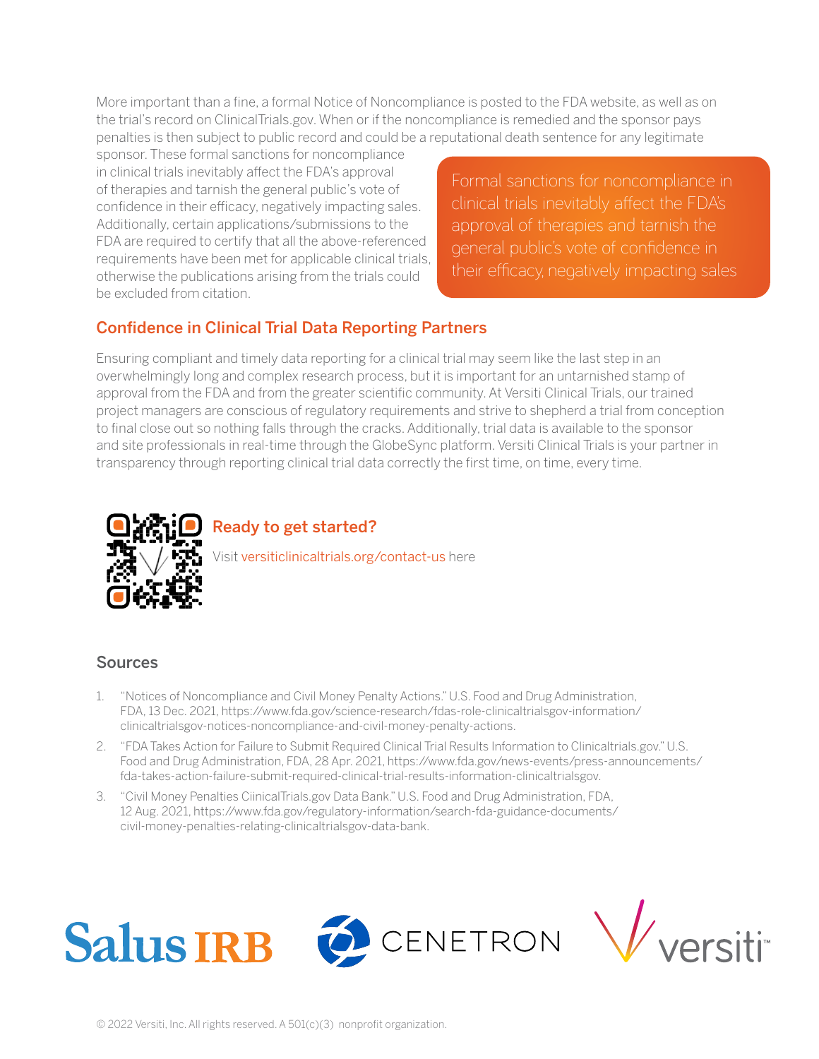More important than a fine, a formal Notice of Noncompliance is posted to the FDA website, as well as on the trial's record on ClinicalTrials.gov. When or if the noncompliance is remedied and the sponsor pays penalties is then subject to public record and could be a reputational death sentence for any legitimate sponsor. These formal sanctions for noncompliance in clinical trials inevitably affect the FDA's approval of therapies and tarnish the general public's vote of confidence in their efficacy, negatively impacting sales. Additionally, certain applications/submissions to the FDA are required to certify that all the above-referenced requirements have been met for applicable clinical trials, otherwise the publications arising from the trials could be excluded from citation.

> Formal sanctions for noncompliance in clinical trials inevitably affect the FDA's approval of therapies and tarnish the general public's vote of confidence in their efficacy, negatively impacting sales

## Confidence in Clinical Trial Data Reporting Partners

Ensuring compliant and timely data reporting for a clinical trial may seem like the last step in an overwhelmingly long and complex research process, but it is important for an untarnished stamp of approval from the FDA and from the greater scientific community. At Versiti Clinical Trials, our trained project managers are conscious of regulatory requirements and strive to shepherd a trial from conception to final close out so nothing falls through the cracks. Additionally, trial data is available to the sponsor and site professionals in real-time through the GlobeSync platform. Versiti Clinical Trials is your partner in transparency through reporting clinical trial data correctly the first time, on time, every time.

### Ready to get started?

Visit versiticlinicaltrials.org/contact-us here

## Sources

1. "Notices of Noncompliance and Civil Money Penalty Actions." U.S. Food and Drug Administration, FDA, 13 Dec. 2021, https://www.fda.gov/science-research/fdas-role-clinicaltrialsgov-information/clinicaltrialsgov-notices-noncompliance-and-civil-money-penalty-actions.
2. "FDA Takes Action for Failure to Submit Required Clinical Trial Results Information to Clinicaltrials.gov." U.S. Food and Drug Administration, FDA, 28 Apr. 2021, https://www.fda.gov/news-events/press-announcements/fda-takes-action-failure-submit-required-clinical-trial-results-information-clinicaltrialsgov.
3. "Civil Money Penalties CiinicalTrials.gov Data Bank." U.S. Food and Drug Administration, FDA, 12 Aug. 2021, https://www.fda.gov/regulatory-information/search-fda-guidance-documents/civil-money-penalties-relating-clinicaltrialsgov-data-bank.

Salus IRB CENETRON versiti™

© 2022 Versiti, Inc. All rights reserved. A 501(c)(3) nonprofit organization.